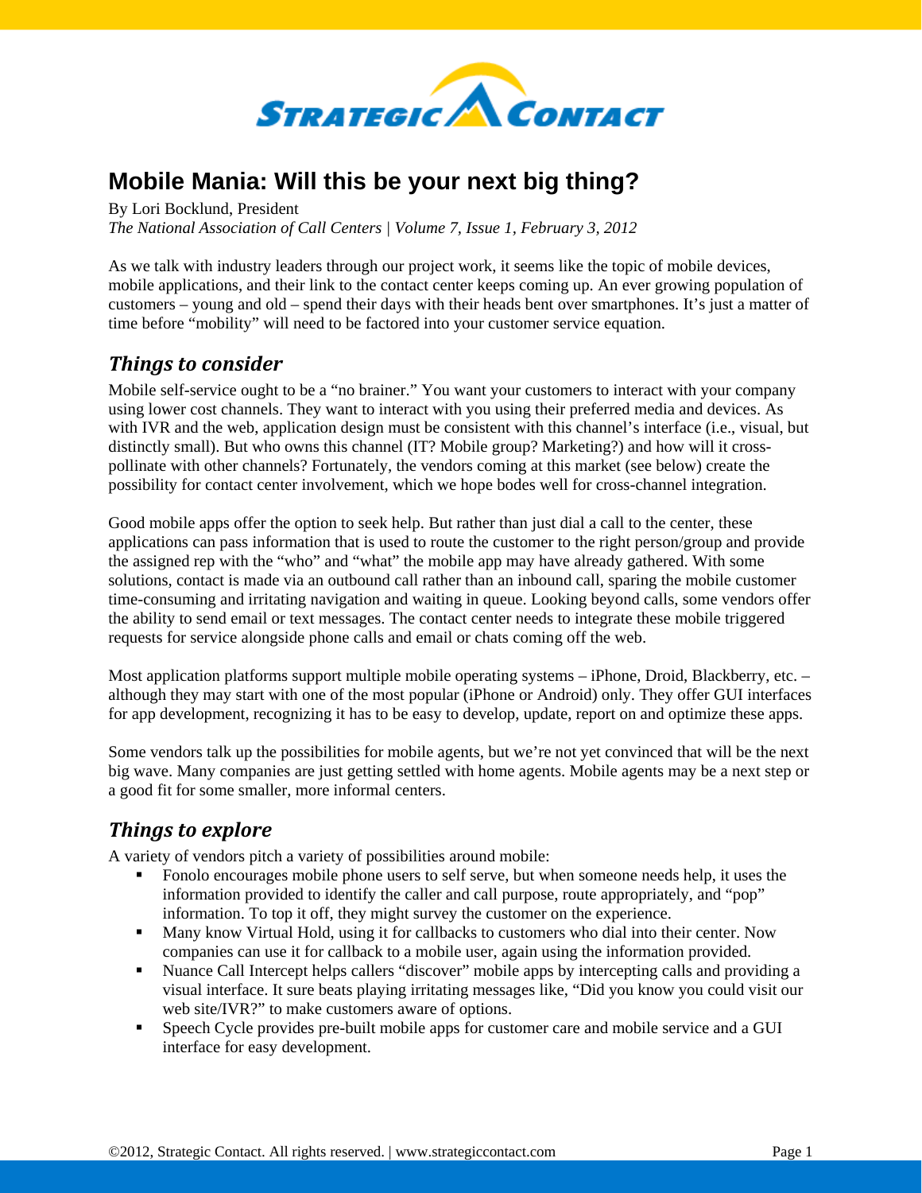# Mobile Mania: Will this be your next big thing?

By Lori Bocklund, President
*The National Association of Call Centers | Volume 7, Issue 1, February 3, 2012*

As we talk with industry leaders through our project work, it seems like the topic of mobile devices, mobile applications, and their link to the contact center keeps coming up. An ever growing population of customers – young and old – spend their days with their heads bent over smartphones. It's just a matter of time before "mobility" will need to be factored into your customer service equation.

## *Things to consider*

Mobile self-service ought to be a "no brainer." You want your customers to interact with your company using lower cost channels. They want to interact with you using their preferred media and devices. As with IVR and the web, application design must be consistent with this channel's interface (i.e., visual, but distinctly small). But who owns this channel (IT? Mobile group? Marketing?) and how will it cross-pollinate with other channels? Fortunately, the vendors coming at this market (see below) create the possibility for contact center involvement, which we hope bodes well for cross-channel integration.

Good mobile apps offer the option to seek help. But rather than just dial a call to the center, these applications can pass information that is used to route the customer to the right person/group and provide the assigned rep with the "who" and "what" the mobile app may have already gathered. With some solutions, contact is made via an outbound call rather than an inbound call, sparing the mobile customer time-consuming and irritating navigation and waiting in queue. Looking beyond calls, some vendors offer the ability to send email or text messages. The contact center needs to integrate these mobile triggered requests for service alongside phone calls and email or chats coming off the web.

Most application platforms support multiple mobile operating systems – iPhone, Droid, Blackberry, etc. – although they may start with one of the most popular (iPhone or Android) only. They offer GUI interfaces for app development, recognizing it has to be easy to develop, update, report on and optimize these apps.

Some vendors talk up the possibilities for mobile agents, but we're not yet convinced that will be the next big wave. Many companies are just getting settled with home agents. Mobile agents may be a next step or a good fit for some smaller, more informal centers.

## *Things to explore*

A variety of vendors pitch a variety of possibilities around mobile:

- Fonolo encourages mobile phone users to self serve, but when someone needs help, it uses the information provided to identify the caller and call purpose, route appropriately, and "pop" information. To top it off, they might survey the customer on the experience.
- Many know Virtual Hold, using it for callbacks to customers who dial into their center. Now companies can use it for callback to a mobile user, again using the information provided.
- Nuance Call Intercept helps callers "discover" mobile apps by intercepting calls and providing a visual interface. It sure beats playing irritating messages like, "Did you know you could visit our web site/IVR?" to make customers aware of options.
- Speech Cycle provides pre-built mobile apps for customer care and mobile service and a GUI interface for easy development.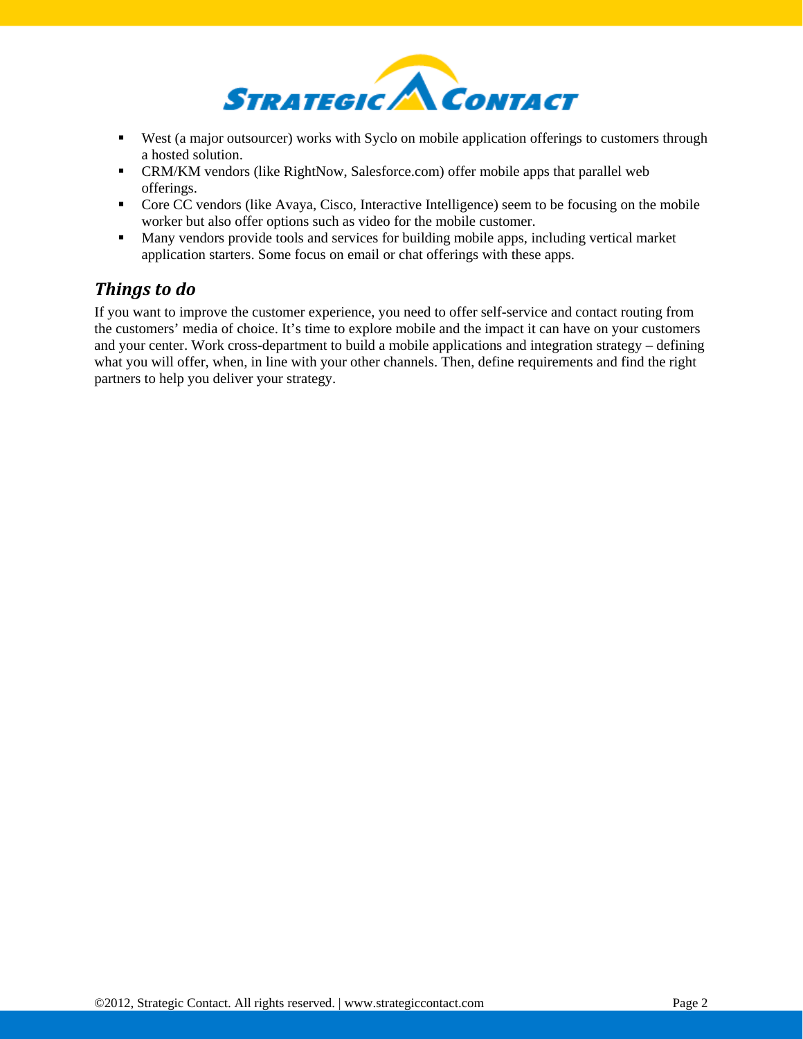- West (a major outsourcer) works with Syclo on mobile application offerings to customers through a hosted solution.
- CRM/KM vendors (like RightNow, Salesforce.com) offer mobile apps that parallel web offerings.
- Core CC vendors (like Avaya, Cisco, Interactive Intelligence) seem to be focusing on the mobile worker but also offer options such as video for the mobile customer.
- Many vendors provide tools and services for building mobile apps, including vertical market application starters. Some focus on email or chat offerings with these apps.

## *Things to do*

If you want to improve the customer experience, you need to offer self-service and contact routing from the customers' media of choice. It's time to explore mobile and the impact it can have on your customers and your center. Work cross-department to build a mobile applications and integration strategy – defining what you will offer, when, in line with your other channels. Then, define requirements and find the right partners to help you deliver your strategy.